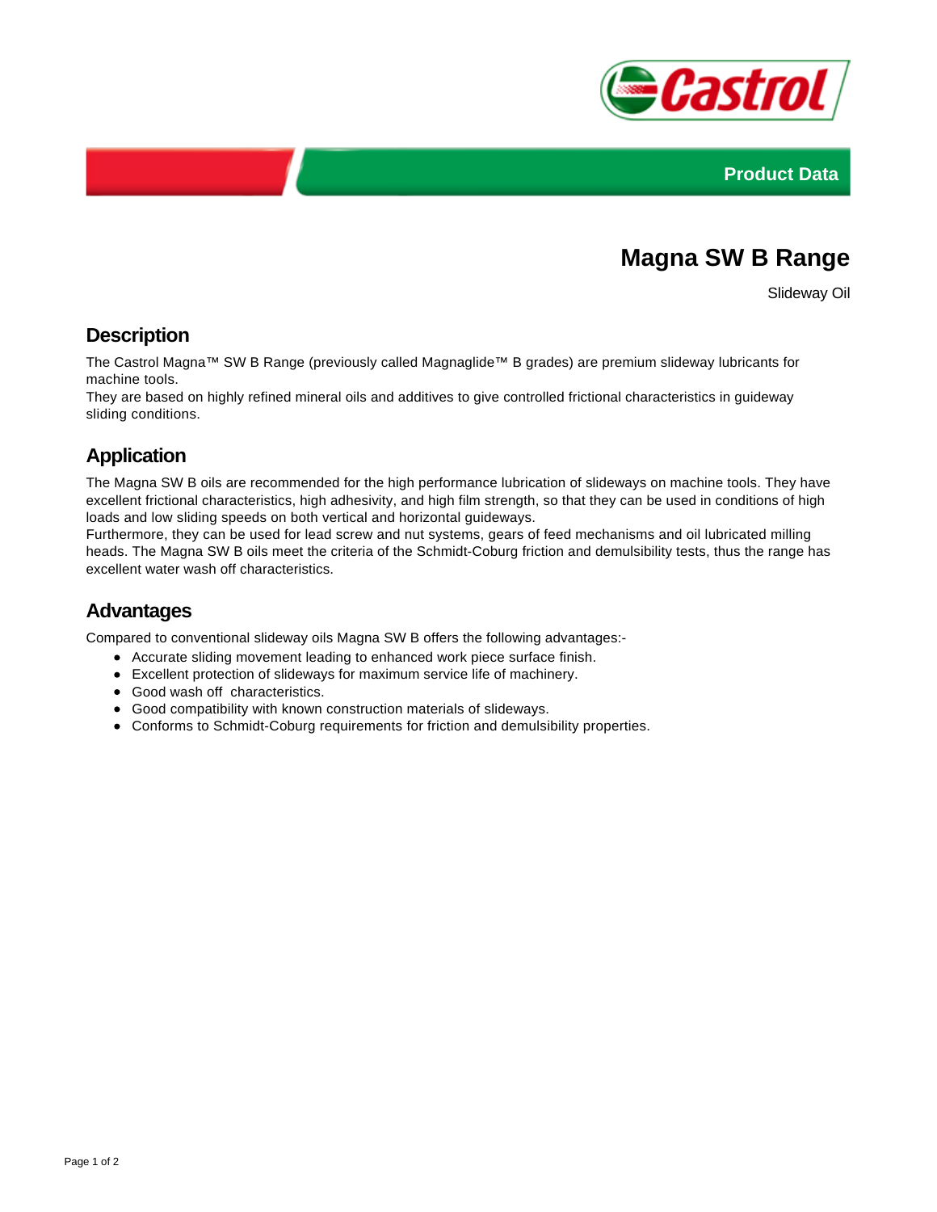Product Data

# Magna SW B Range

Slideway Oil

## Description

The Castrol Magna™ SW B Range (previously called Magnaglide™ B grades) are premium slideway lubricants for machine tools.
They are based on highly refined mineral oils and additives to give controlled frictional characteristics in guideway sliding conditions.

## Application

The Magna SW B oils are recommended for the high performance lubrication of slideways on machine tools. They have excellent frictional characteristics, high adhesivity, and high film strength, so that they can be used in conditions of high loads and low sliding speeds on both vertical and horizontal guideways.
Furthermore, they can be used for lead screw and nut systems, gears of feed mechanisms and oil lubricated milling heads. The Magna SW B oils meet the criteria of the Schmidt-Coburg friction and demulsibility tests, thus the range has excellent water wash off characteristics.

## Advantages

Compared to conventional slideway oils Magna SW B offers the following advantages:-

- Accurate sliding movement leading to enhanced work piece surface finish.
- Excellent protection of slideways for maximum service life of machinery.
- Good wash off characteristics.
- Good compatibility with known construction materials of slideways.
- Conforms to Schmidt-Coburg requirements for friction and demulsibility properties.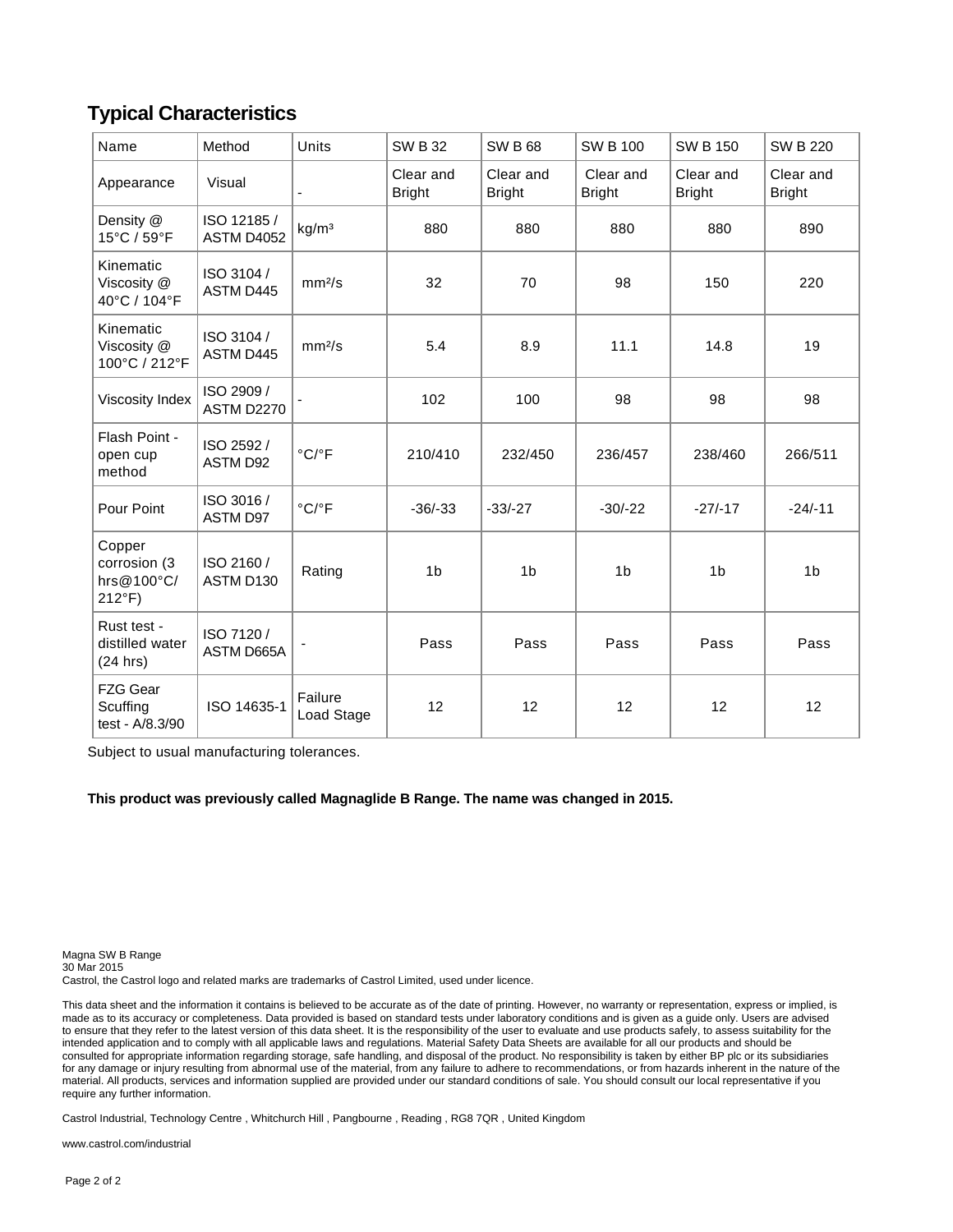## Typical Characteristics

| Name | Method | Units | SW B 32 | SW B 68 | SW B 100 | SW B 150 | SW B 220 |
|---|---|---|---|---|---|---|---|
| Appearance | Visual | - | Clear and Bright | Clear and Bright | Clear and Bright | Clear and Bright | Clear and Bright |
| Density @ 15°C / 59°F | ISO 12185 / ASTM D4052 | kg/m³ | 880 | 880 | 880 | 880 | 890 |
| Kinematic Viscosity @ 40°C / 104°F | ISO 3104 / ASTM D445 | mm²/s | 32 | 70 | 98 | 150 | 220 |
| Kinematic Viscosity @ 100°C / 212°F | ISO 3104 / ASTM D445 | mm²/s | 5.4 | 8.9 | 11.1 | 14.8 | 19 |
| Viscosity Index | ISO 2909 / ASTM D2270 | - | 102 | 100 | 98 | 98 | 98 |
| Flash Point - open cup method | ISO 2592 / ASTM D92 | °C/°F | 210/410 | 232/450 | 236/457 | 238/460 | 266/511 |
| Pour Point | ISO 3016 / ASTM D97 | °C/°F | -36/-33 | -33/-27 | -30/-22 | -27/-17 | -24/-11 |
| Copper corrosion (3 hrs@100°C/ 212°F) | ISO 2160 / ASTM D130 | Rating | 1b | 1b | 1b | 1b | 1b |
| Rust test - distilled water (24 hrs) | ISO 7120 / ASTM D665A | - | Pass | Pass | Pass | Pass | Pass |
| FZG Gear Scuffing test - A/8.3/90 | ISO 14635-1 | Failure Load Stage | 12 | 12 | 12 | 12 | 12 |

Subject to usual manufacturing tolerances.

**This product was previously called Magnaglide B Range. The name was changed in 2015.**

Magna SW B Range
30 Mar 2015
Castrol, the Castrol logo and related marks are trademarks of Castrol Limited, used under licence.

This data sheet and the information it contains is believed to be accurate as of the date of printing. However, no warranty or representation, express or implied, is made as to its accuracy or completeness. Data provided is based on standard tests under laboratory conditions and is given as a guide only. Users are advised to ensure that they refer to the latest version of this data sheet. It is the responsibility of the user to evaluate and use products safely, to assess suitability for the intended application and to comply with all applicable laws and regulations. Material Safety Data Sheets are available for all our products and should be consulted for appropriate information regarding storage, safe handling, and disposal of the product. No responsibility is taken by either BP plc or its subsidiaries for any damage or injury resulting from abnormal use of the material, from any failure to adhere to recommendations, or from hazards inherent in the nature of the material. All products, services and information supplied are provided under our standard conditions of sale. You should consult our local representative if you require any further information.

Castrol Industrial, Technology Centre , Whitchurch Hill , Pangbourne , Reading , RG8 7QR , United Kingdom

www.castrol.com/industrial